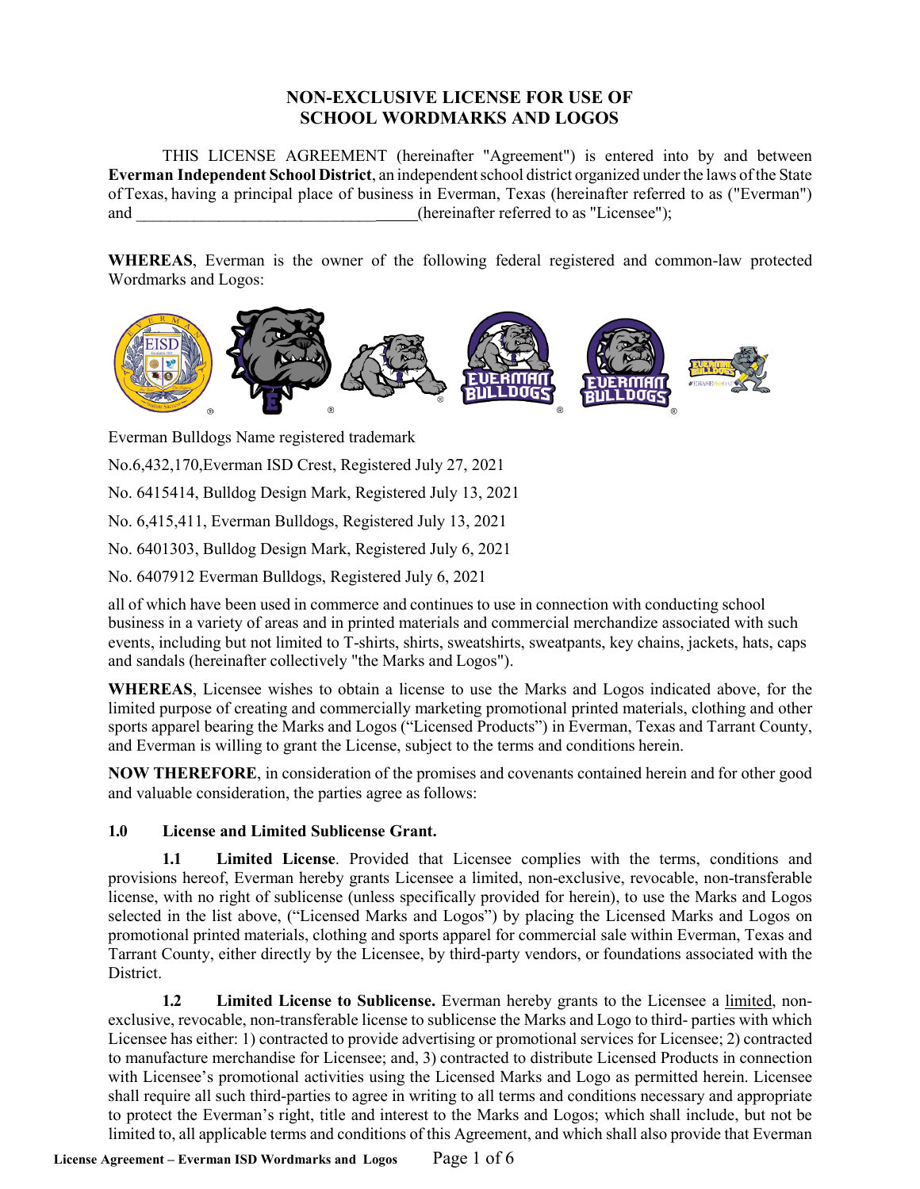## NON-EXCLUSIVE LICENSE FOR USE OF SCHOOL WORDMARKS AND LOGOS

THIS LICENSE AGREEMENT (hereinafter "Agreement") is entered into by and between **Everman Independent School District**, an independent school district organized under the laws of the State of Texas, having a principal place of business in Everman, Texas (hereinafter referred to as ("Everman") and ___________________________________(hereinafter referred to as "Licensee");

**WHEREAS**, Everman is the owner of the following federal registered and common-law protected Wordmarks and Logos:

Everman Bulldogs Name registered trademark

No.6,432,170,Everman ISD Crest, Registered July 27, 2021

No. 6415414, Bulldog Design Mark, Registered July 13, 2021

No. 6,415,411, Everman Bulldogs, Registered July 13, 2021

No. 6401303, Bulldog Design Mark, Registered July 6, 2021

No. 6407912 Everman Bulldogs, Registered July 6, 2021

all of which have been used in commerce and continues to use in connection with conducting school business in a variety of areas and in printed materials and commercial merchandize associated with such events, including but not limited to T-shirts, shirts, sweatshirts, sweatpants, key chains, jackets, hats, caps and sandals (hereinafter collectively "the Marks and Logos").

**WHEREAS**, Licensee wishes to obtain a license to use the Marks and Logos indicated above, for the limited purpose of creating and commercially marketing promotional printed materials, clothing and other sports apparel bearing the Marks and Logos ("Licensed Products") in Everman, Texas and Tarrant County, and Everman is willing to grant the License, subject to the terms and conditions herein.

**NOW THEREFORE**, in consideration of the promises and covenants contained herein and for other good and valuable consideration, the parties agree as follows:

### 1.0 License and Limited Sublicense Grant.

**1.1 Limited License**. Provided that Licensee complies with the terms, conditions and provisions hereof, Everman hereby grants Licensee a limited, non-exclusive, revocable, non-transferable license, with no right of sublicense (unless specifically provided for herein), to use the Marks and Logos selected in the list above, ("Licensed Marks and Logos") by placing the Licensed Marks and Logos on promotional printed materials, clothing and sports apparel for commercial sale within Everman, Texas and Tarrant County, either directly by the Licensee, by third-party vendors, or foundations associated with the District.

**1.2 Limited License to Sublicense.** Everman hereby grants to the Licensee a limited, non-exclusive, revocable, non-transferable license to sublicense the Marks and Logo to third- parties with which Licensee has either: 1) contracted to provide advertising or promotional services for Licensee; 2) contracted to manufacture merchandise for Licensee; and, 3) contracted to distribute Licensed Products in connection with Licensee's promotional activities using the Licensed Marks and Logo as permitted herein. Licensee shall require all such third-parties to agree in writing to all terms and conditions necessary and appropriate to protect the Everman's right, title and interest to the Marks and Logos; which shall include, but not be limited to, all applicable terms and conditions of this Agreement, and which shall also provide that Everman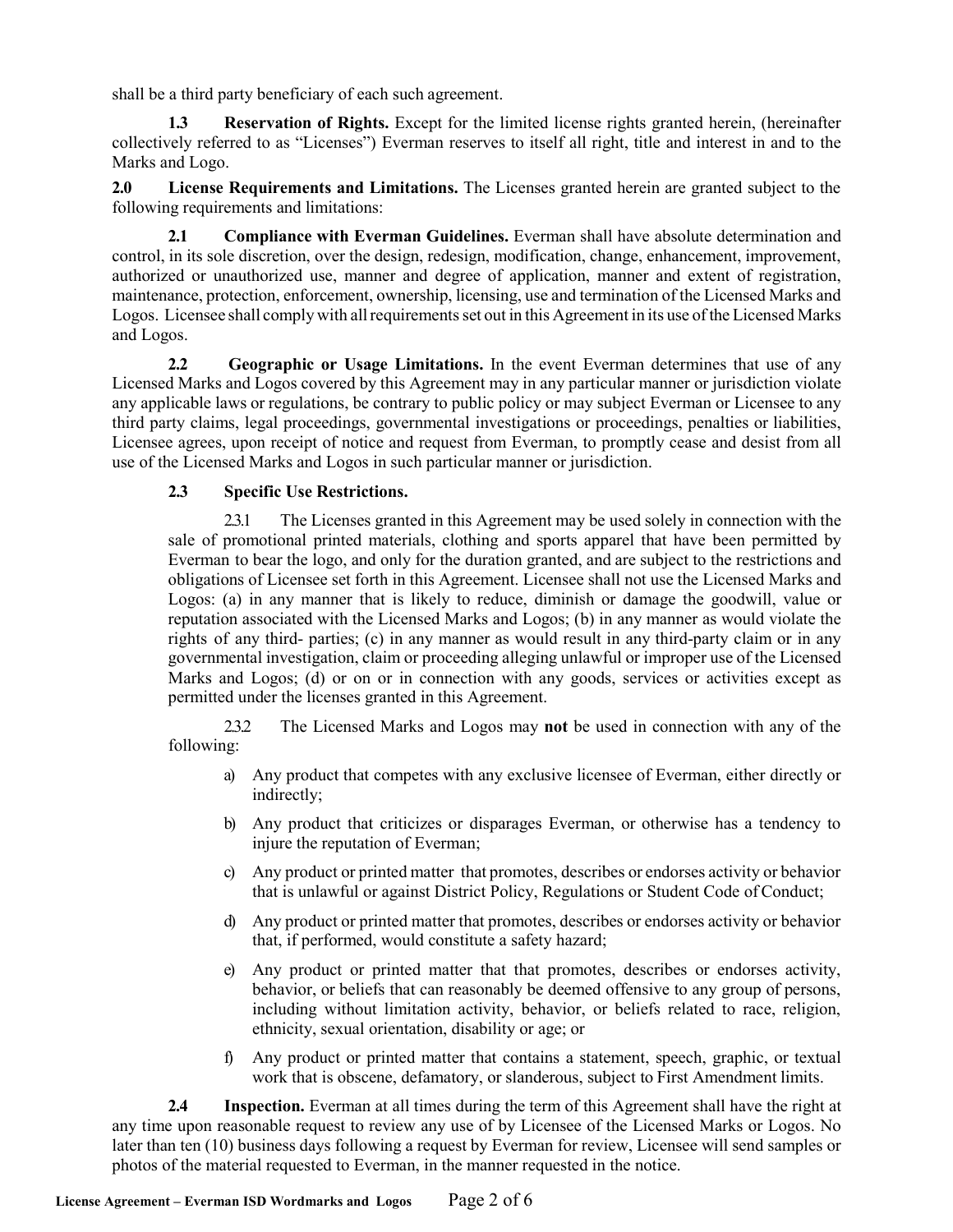shall be a third party beneficiary of each such agreement.

**1.3 Reservation of Rights.** Except for the limited license rights granted herein, (hereinafter collectively referred to as "Licenses") Everman reserves to itself all right, title and interest in and to the Marks and Logo.

**2.0 License Requirements and Limitations.** The Licenses granted herein are granted subject to the following requirements and limitations:

**2.1 Compliance with Everman Guidelines.** Everman shall have absolute determination and control, in its sole discretion, over the design, redesign, modification, change, enhancement, improvement, authorized or unauthorized use, manner and degree of application, manner and extent of registration, maintenance, protection, enforcement, ownership, licensing, use and termination of the Licensed Marks and Logos. Licensee shall comply with all requirements set out in this Agreement in its use of the Licensed Marks and Logos.

**2.2 Geographic or Usage Limitations.** In the event Everman determines that use of any Licensed Marks and Logos covered by this Agreement may in any particular manner or jurisdiction violate any applicable laws or regulations, be contrary to public policy or may subject Everman or Licensee to any third party claims, legal proceedings, governmental investigations or proceedings, penalties or liabilities, Licensee agrees, upon receipt of notice and request from Everman, to promptly cease and desist from all use of the Licensed Marks and Logos in such particular manner or jurisdiction.

**2.3 Specific Use Restrictions.**

2.3.1 The Licenses granted in this Agreement may be used solely in connection with the sale of promotional printed materials, clothing and sports apparel that have been permitted by Everman to bear the logo, and only for the duration granted, and are subject to the restrictions and obligations of Licensee set forth in this Agreement. Licensee shall not use the Licensed Marks and Logos: (a) in any manner that is likely to reduce, diminish or damage the goodwill, value or reputation associated with the Licensed Marks and Logos; (b) in any manner as would violate the rights of any third- parties; (c) in any manner as would result in any third-party claim or in any governmental investigation, claim or proceeding alleging unlawful or improper use of the Licensed Marks and Logos; (d) or on or in connection with any goods, services or activities except as permitted under the licenses granted in this Agreement.

2.3.2 The Licensed Marks and Logos may **not** be used in connection with any of the following:

a) Any product that competes with any exclusive licensee of Everman, either directly or indirectly;

b) Any product that criticizes or disparages Everman, or otherwise has a tendency to injure the reputation of Everman;

c) Any product or printed matter that promotes, describes or endorses activity or behavior that is unlawful or against District Policy, Regulations or Student Code of Conduct;

d) Any product or printed matter that promotes, describes or endorses activity or behavior that, if performed, would constitute a safety hazard;

e) Any product or printed matter that that promotes, describes or endorses activity, behavior, or beliefs that can reasonably be deemed offensive to any group of persons, including without limitation activity, behavior, or beliefs related to race, religion, ethnicity, sexual orientation, disability or age; or

f) Any product or printed matter that contains a statement, speech, graphic, or textual work that is obscene, defamatory, or slanderous, subject to First Amendment limits.

**2.4 Inspection.** Everman at all times during the term of this Agreement shall have the right at any time upon reasonable request to review any use of by Licensee of the Licensed Marks or Logos. No later than ten (10) business days following a request by Everman for review, Licensee will send samples or photos of the material requested to Everman, in the manner requested in the notice.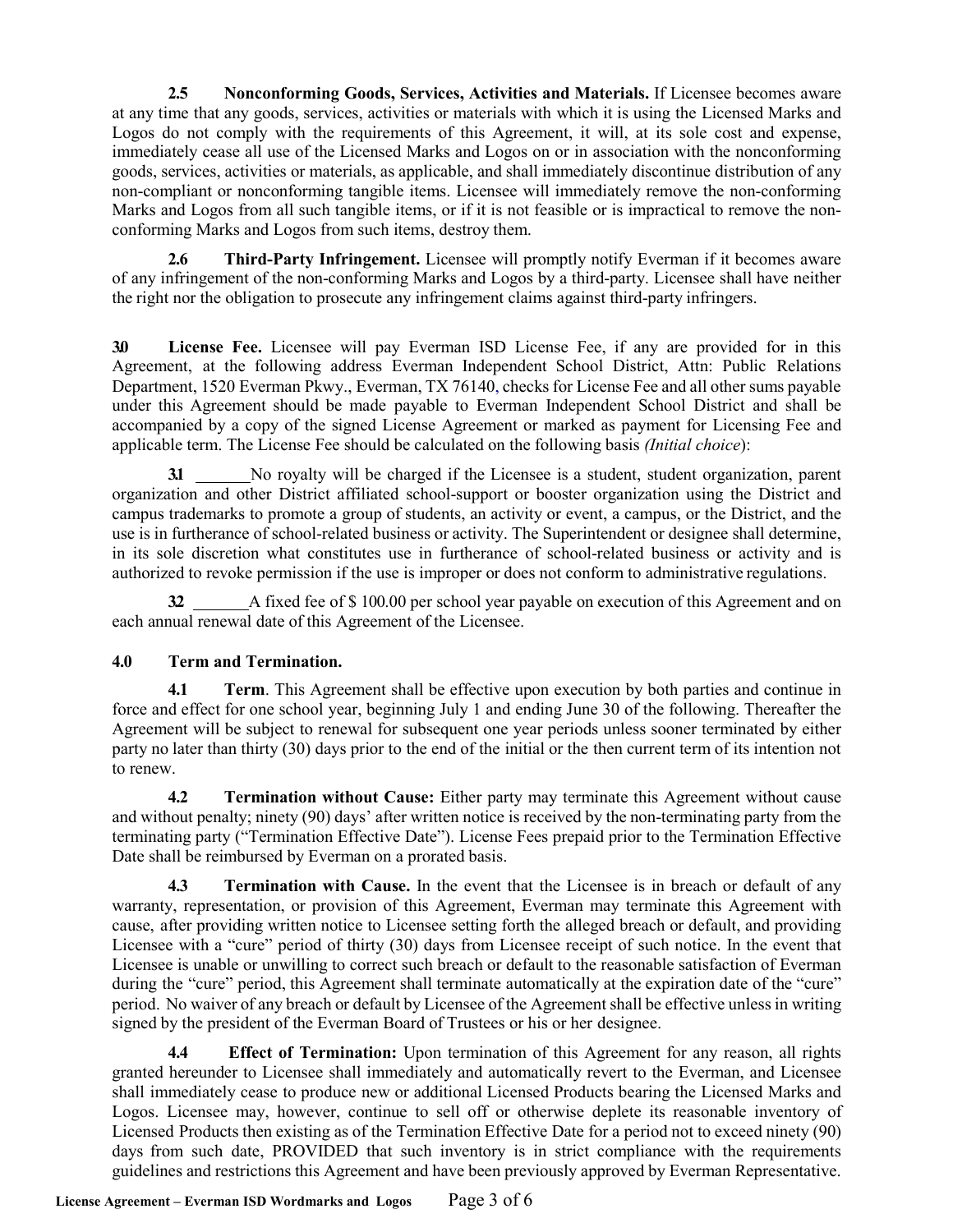**2.5 Nonconforming Goods, Services, Activities and Materials.** If Licensee becomes aware at any time that any goods, services, activities or materials with which it is using the Licensed Marks and Logos do not comply with the requirements of this Agreement, it will, at its sole cost and expense, immediately cease all use of the Licensed Marks and Logos on or in association with the nonconforming goods, services, activities or materials, as applicable, and shall immediately discontinue distribution of any non-compliant or nonconforming tangible items. Licensee will immediately remove the non-conforming Marks and Logos from all such tangible items, or if it is not feasible or is impractical to remove the non-conforming Marks and Logos from such items, destroy them.

**2.6 Third-Party Infringement.** Licensee will promptly notify Everman if it becomes aware of any infringement of the non-conforming Marks and Logos by a third-party. Licensee shall have neither the right nor the obligation to prosecute any infringement claims against third-party infringers.

**3.0 License Fee.** Licensee will pay Everman ISD License Fee, if any are provided for in this Agreement, at the following address Everman Independent School District, Attn: Public Relations Department, 1520 Everman Pkwy., Everman, TX 76140, checks for License Fee and all other sums payable under this Agreement should be made payable to Everman Independent School District and shall be accompanied by a copy of the signed License Agreement or marked as payment for Licensing Fee and applicable term. The License Fee should be calculated on the following basis *(Initial choice)*:

**3.1** _______No royalty will be charged if the Licensee is a student, student organization, parent organization and other District affiliated school-support or booster organization using the District and campus trademarks to promote a group of students, an activity or event, a campus, or the District, and the use is in furtherance of school-related business or activity. The Superintendent or designee shall determine, in its sole discretion what constitutes use in furtherance of school-related business or activity and is authorized to revoke permission if the use is improper or does not conform to administrative regulations.

**3.2** _______A fixed fee of $ 100.00 per school year payable on execution of this Agreement and on each annual renewal date of this Agreement of the Licensee.

**4.0 Term and Termination.**

**4.1 Term**. This Agreement shall be effective upon execution by both parties and continue in force and effect for one school year, beginning July 1 and ending June 30 of the following. Thereafter the Agreement will be subject to renewal for subsequent one year periods unless sooner terminated by either party no later than thirty (30) days prior to the end of the initial or the then current term of its intention not to renew.

**4.2 Termination without Cause:** Either party may terminate this Agreement without cause and without penalty; ninety (90) days' after written notice is received by the non-terminating party from the terminating party ("Termination Effective Date"). License Fees prepaid prior to the Termination Effective Date shall be reimbursed by Everman on a prorated basis.

**4.3 Termination with Cause.** In the event that the Licensee is in breach or default of any warranty, representation, or provision of this Agreement, Everman may terminate this Agreement with cause, after providing written notice to Licensee setting forth the alleged breach or default, and providing Licensee with a "cure" period of thirty (30) days from Licensee receipt of such notice. In the event that Licensee is unable or unwilling to correct such breach or default to the reasonable satisfaction of Everman during the "cure" period, this Agreement shall terminate automatically at the expiration date of the "cure" period. No waiver of any breach or default by Licensee of the Agreement shall be effective unless in writing signed by the president of the Everman Board of Trustees or his or her designee.

**4.4 Effect of Termination:** Upon termination of this Agreement for any reason, all rights granted hereunder to Licensee shall immediately and automatically revert to the Everman, and Licensee shall immediately cease to produce new or additional Licensed Products bearing the Licensed Marks and Logos. Licensee may, however, continue to sell off or otherwise deplete its reasonable inventory of Licensed Products then existing as of the Termination Effective Date for a period not to exceed ninety (90) days from such date, PROVIDED that such inventory is in strict compliance with the requirements guidelines and restrictions this Agreement and have been previously approved by Everman Representative.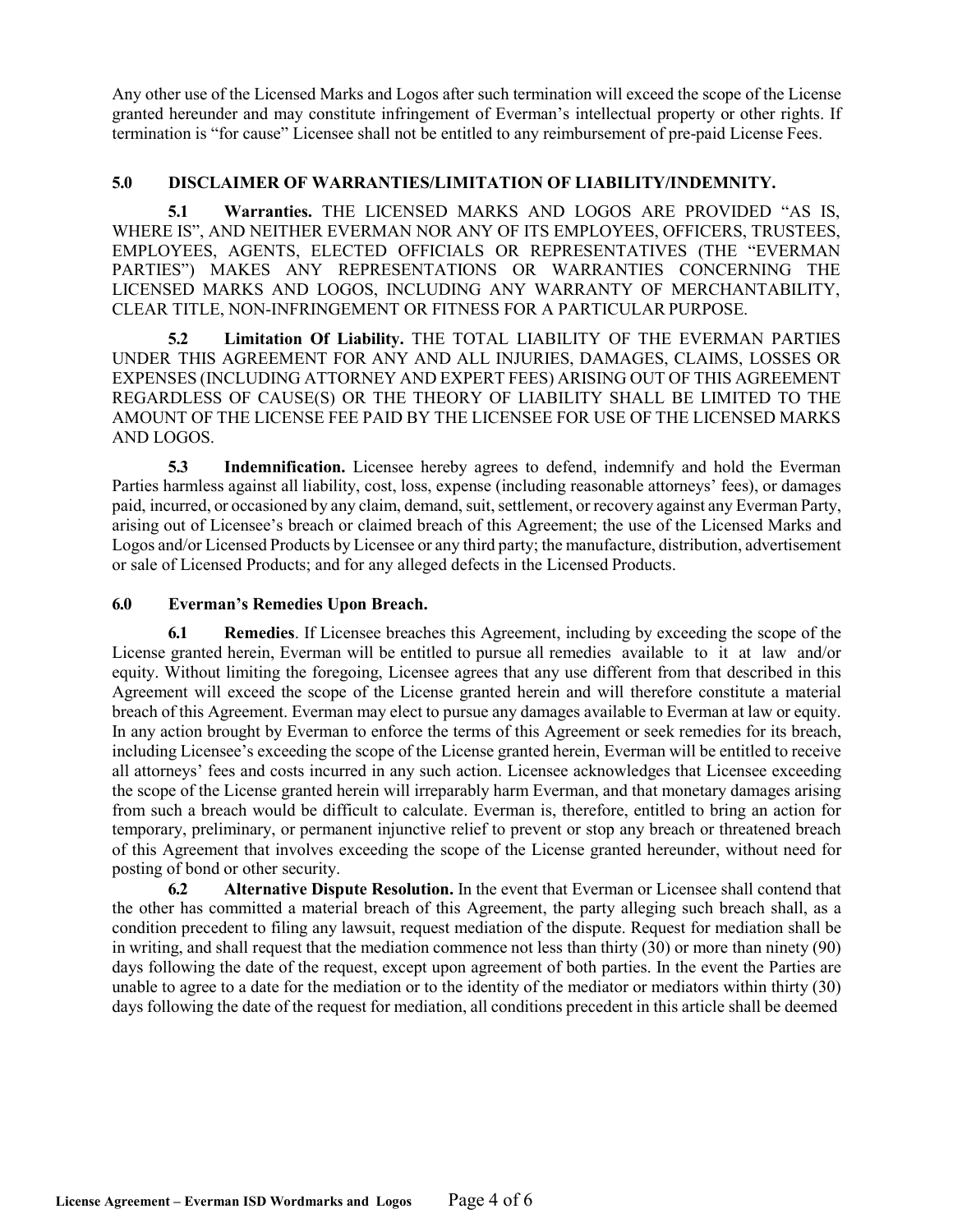Any other use of the Licensed Marks and Logos after such termination will exceed the scope of the License granted hereunder and may constitute infringement of Everman's intellectual property or other rights. If termination is "for cause" Licensee shall not be entitled to any reimbursement of pre-paid License Fees.

## 5.0 DISCLAIMER OF WARRANTIES/LIMITATION OF LIABILITY/INDEMNITY.

**5.1 Warranties.** THE LICENSED MARKS AND LOGOS ARE PROVIDED "AS IS, WHERE IS", AND NEITHER EVERMAN NOR ANY OF ITS EMPLOYEES, OFFICERS, TRUSTEES, EMPLOYEES, AGENTS, ELECTED OFFICIALS OR REPRESENTATIVES (THE "EVERMAN PARTIES") MAKES ANY REPRESENTATIONS OR WARRANTIES CONCERNING THE LICENSED MARKS AND LOGOS, INCLUDING ANY WARRANTY OF MERCHANTABILITY, CLEAR TITLE, NON-INFRINGEMENT OR FITNESS FOR A PARTICULAR PURPOSE.

**5.2 Limitation Of Liability.** THE TOTAL LIABILITY OF THE EVERMAN PARTIES UNDER THIS AGREEMENT FOR ANY AND ALL INJURIES, DAMAGES, CLAIMS, LOSSES OR EXPENSES (INCLUDING ATTORNEY AND EXPERT FEES) ARISING OUT OF THIS AGREEMENT REGARDLESS OF CAUSE(S) OR THE THEORY OF LIABILITY SHALL BE LIMITED TO THE AMOUNT OF THE LICENSE FEE PAID BY THE LICENSEE FOR USE OF THE LICENSED MARKS AND LOGOS.

**5.3 Indemnification.** Licensee hereby agrees to defend, indemnify and hold the Everman Parties harmless against all liability, cost, loss, expense (including reasonable attorneys' fees), or damages paid, incurred, or occasioned by any claim, demand, suit, settlement, or recovery against any Everman Party, arising out of Licensee's breach or claimed breach of this Agreement; the use of the Licensed Marks and Logos and/or Licensed Products by Licensee or any third party; the manufacture, distribution, advertisement or sale of Licensed Products; and for any alleged defects in the Licensed Products.

## 6.0 Everman's Remedies Upon Breach.

**6.1 Remedies**. If Licensee breaches this Agreement, including by exceeding the scope of the License granted herein, Everman will be entitled to pursue all remedies available to it at law and/or equity. Without limiting the foregoing, Licensee agrees that any use different from that described in this Agreement will exceed the scope of the License granted herein and will therefore constitute a material breach of this Agreement. Everman may elect to pursue any damages available to Everman at law or equity. In any action brought by Everman to enforce the terms of this Agreement or seek remedies for its breach, including Licensee's exceeding the scope of the License granted herein, Everman will be entitled to receive all attorneys' fees and costs incurred in any such action. Licensee acknowledges that Licensee exceeding the scope of the License granted herein will irreparably harm Everman, and that monetary damages arising from such a breach would be difficult to calculate. Everman is, therefore, entitled to bring an action for temporary, preliminary, or permanent injunctive relief to prevent or stop any breach or threatened breach of this Agreement that involves exceeding the scope of the License granted hereunder, without need for posting of bond or other security.

**6.2 Alternative Dispute Resolution.** In the event that Everman or Licensee shall contend that the other has committed a material breach of this Agreement, the party alleging such breach shall, as a condition precedent to filing any lawsuit, request mediation of the dispute. Request for mediation shall be in writing, and shall request that the mediation commence not less than thirty (30) or more than ninety (90) days following the date of the request, except upon agreement of both parties. In the event the Parties are unable to agree to a date for the mediation or to the identity of the mediator or mediators within thirty (30) days following the date of the request for mediation, all conditions precedent in this article shall be deemed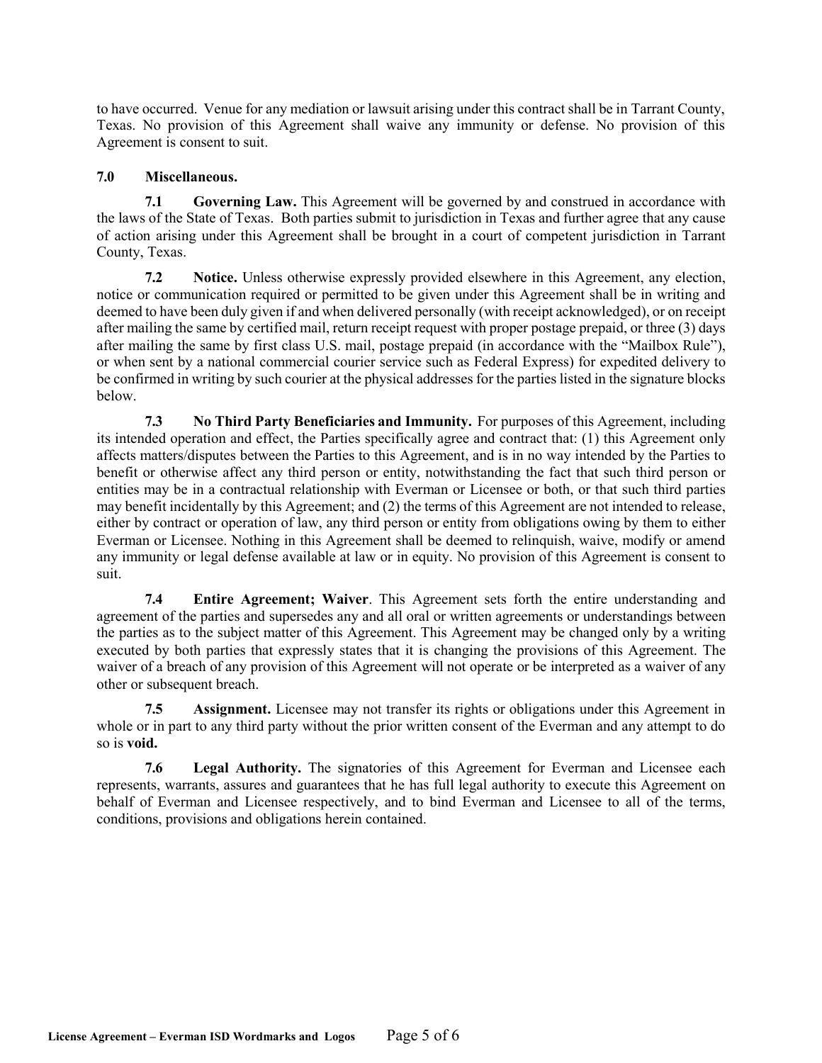to have occurred. Venue for any mediation or lawsuit arising under this contract shall be in Tarrant County, Texas. No provision of this Agreement shall waive any immunity or defense. No provision of this Agreement is consent to suit.

**7.0 Miscellaneous.**

**7.1 Governing Law.** This Agreement will be governed by and construed in accordance with the laws of the State of Texas. Both parties submit to jurisdiction in Texas and further agree that any cause of action arising under this Agreement shall be brought in a court of competent jurisdiction in Tarrant County, Texas.

**7.2 Notice.** Unless otherwise expressly provided elsewhere in this Agreement, any election, notice or communication required or permitted to be given under this Agreement shall be in writing and deemed to have been duly given if and when delivered personally (with receipt acknowledged), or on receipt after mailing the same by certified mail, return receipt request with proper postage prepaid, or three (3) days after mailing the same by first class U.S. mail, postage prepaid (in accordance with the "Mailbox Rule"), or when sent by a national commercial courier service such as Federal Express) for expedited delivery to be confirmed in writing by such courier at the physical addresses for the parties listed in the signature blocks below.

**7.3 No Third Party Beneficiaries and Immunity.** For purposes of this Agreement, including its intended operation and effect, the Parties specifically agree and contract that: (1) this Agreement only affects matters/disputes between the Parties to this Agreement, and is in no way intended by the Parties to benefit or otherwise affect any third person or entity, notwithstanding the fact that such third person or entities may be in a contractual relationship with Everman or Licensee or both, or that such third parties may benefit incidentally by this Agreement; and (2) the terms of this Agreement are not intended to release, either by contract or operation of law, any third person or entity from obligations owing by them to either Everman or Licensee. Nothing in this Agreement shall be deemed to relinquish, waive, modify or amend any immunity or legal defense available at law or in equity. No provision of this Agreement is consent to suit.

**7.4 Entire Agreement; Waiver**. This Agreement sets forth the entire understanding and agreement of the parties and supersedes any and all oral or written agreements or understandings between the parties as to the subject matter of this Agreement. This Agreement may be changed only by a writing executed by both parties that expressly states that it is changing the provisions of this Agreement. The waiver of a breach of any provision of this Agreement will not operate or be interpreted as a waiver of any other or subsequent breach.

**7.5 Assignment.** Licensee may not transfer its rights or obligations under this Agreement in whole or in part to any third party without the prior written consent of the Everman and any attempt to do so is **void.**

**7.6 Legal Authority.** The signatories of this Agreement for Everman and Licensee each represents, warrants, assures and guarantees that he has full legal authority to execute this Agreement on behalf of Everman and Licensee respectively, and to bind Everman and Licensee to all of the terms, conditions, provisions and obligations herein contained.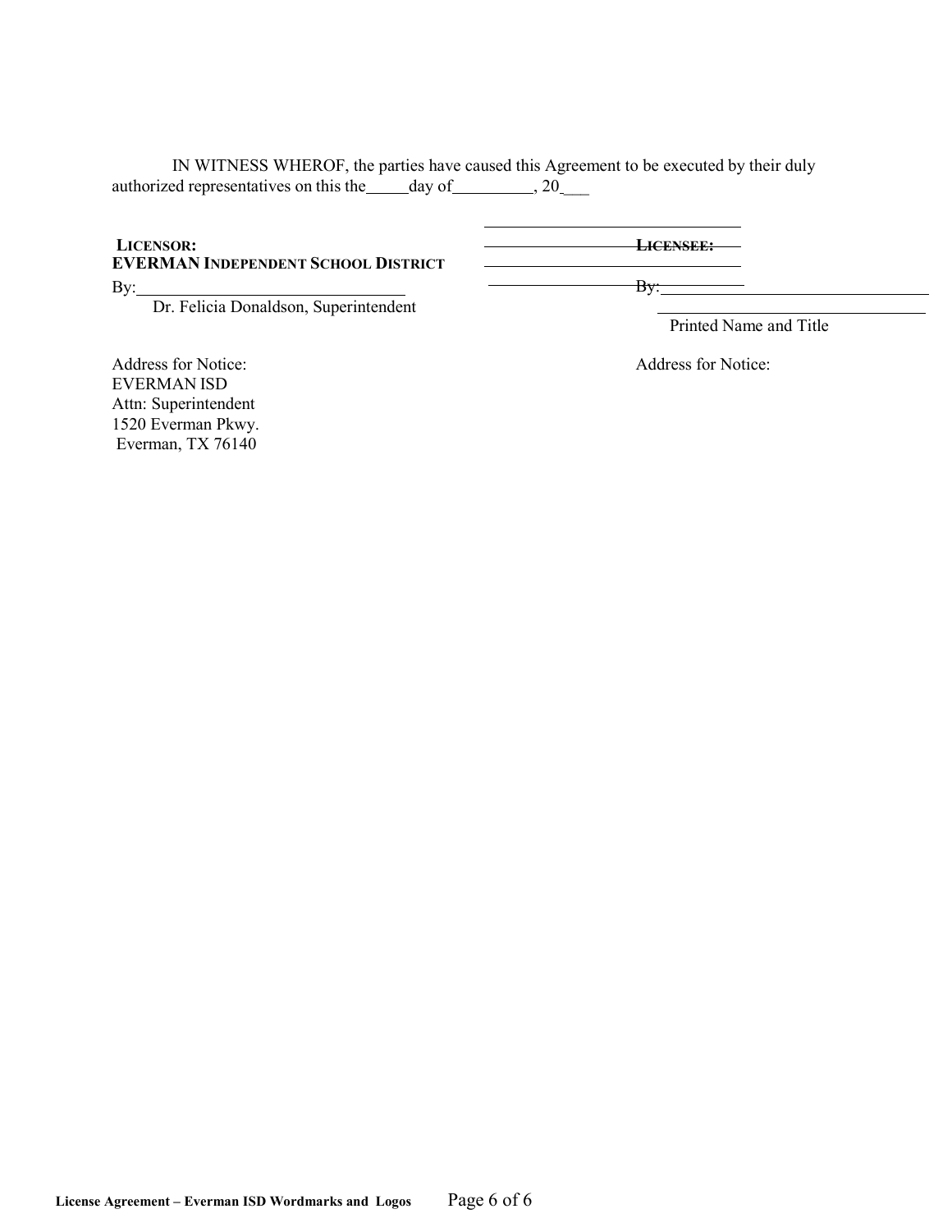IN WITNESS WHEROF, the parties have caused this Agreement to be executed by their duly authorized representatives on this the_____day of__________, 20___

| | |
|---|---|
| **LICENSOR:**<br>**EVERMAN INDEPENDENT SCHOOL DISTRICT** | **~~LICENSEE:~~** |
| By:________________________________<br>Dr. Felicia Donaldson, Superintendent | ~~By:~~________________________________<br>________________________________<br>Printed Name and Title |
| Address for Notice:<br>EVERMAN ISD<br>Attn: Superintendent<br>1520 Everman Pkwy.<br>Everman, TX 76140 | Address for Notice: |

License Agreement – Everman ISD Wordmarks and Logos